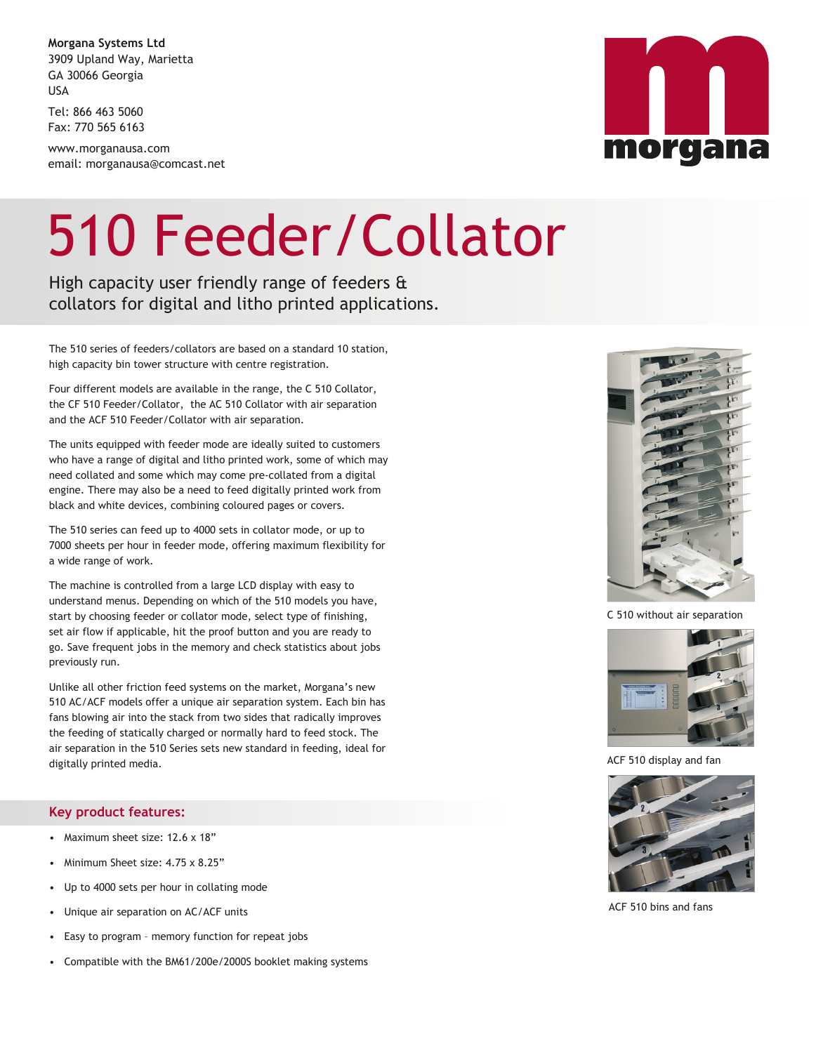**Morgana Systems Ltd**
3909 Upland Way, Marietta
GA 30066 Georgia
USA

Tel: 866 463 5060
Fax: 770 565 6163

www.morganausa.com
email: morganausa@comcast.net

morgana

# 510 Feeder/Collator

High capacity user friendly range of feeders & collators for digital and litho printed applications.

The 510 series of feeders/collators are based on a standard 10 station, high capacity bin tower structure with centre registration.

Four different models are available in the range, the C 510 Collator, the CF 510 Feeder/Collator, the AC 510 Collator with air separation and the ACF 510 Feeder/Collator with air separation.

The units equipped with feeder mode are ideally suited to customers who have a range of digital and litho printed work, some of which may need collated and some which may come pre-collated from a digital engine. There may also be a need to feed digitally printed work from black and white devices, combining coloured pages or covers.

The 510 series can feed up to 4000 sets in collator mode, or up to 7000 sheets per hour in feeder mode, offering maximum flexibility for a wide range of work.

The machine is controlled from a large LCD display with easy to understand menus. Depending on which of the 510 models you have, start by choosing feeder or collator mode, select type of finishing, set air flow if applicable, hit the proof button and you are ready to go. Save frequent jobs in the memory and check statistics about jobs previously run.

Unlike all other friction feed systems on the market, Morgana's new 510 AC/ACF models offer a unique air separation system. Each bin has fans blowing air into the stack from two sides that radically improves the feeding of statically charged or normally hard to feed stock. The air separation in the 510 Series sets new standard in feeding, ideal for digitally printed media.

C 510 without air separation

ACF 510 display and fan

ACF 510 bins and fans

## Key product features:

- Maximum sheet size: 12.6 x 18"
- Minimum Sheet size: 4.75 x 8.25"
- Up to 4000 sets per hour in collating mode
- Unique air separation on AC/ACF units
- Easy to program – memory function for repeat jobs
- Compatible with the BM61/200e/2000S booklet making systems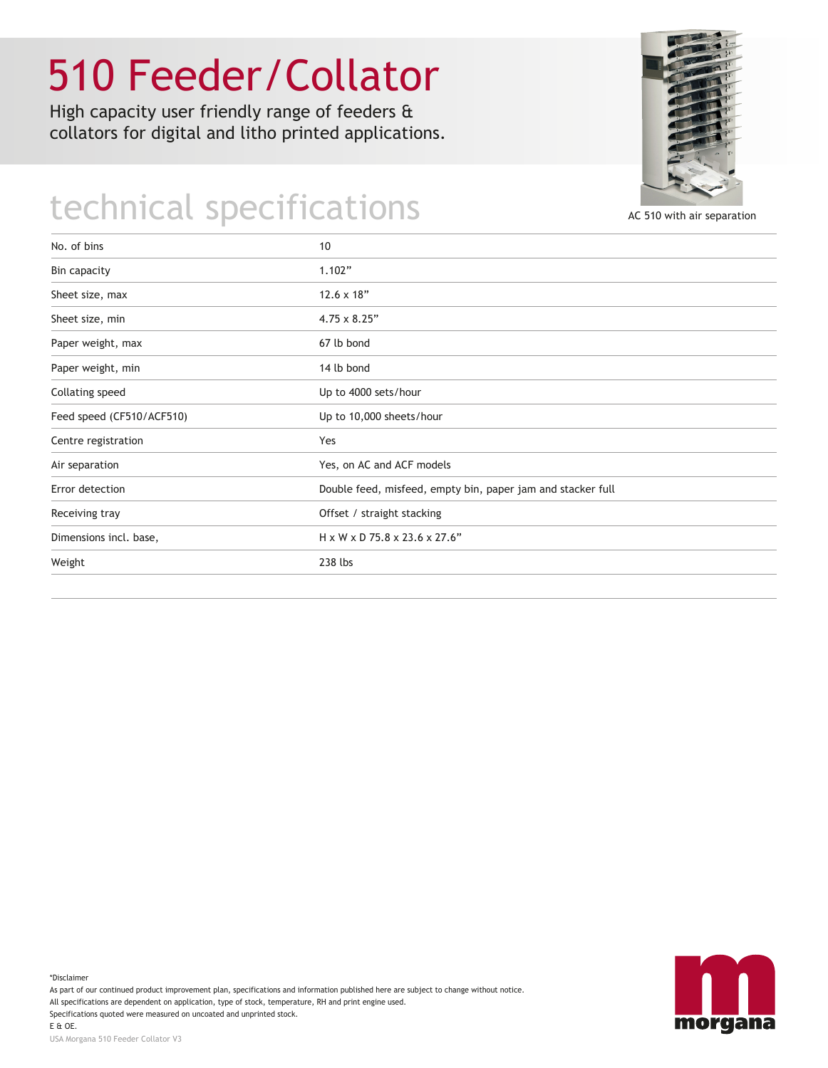# 510 Feeder/Collator

High capacity user friendly range of feeders & collators for digital and litho printed applications.

AC 510 with air separation

## technical specifications

| | |
|---|---|
| No. of bins | 10 |
| Bin capacity | 1.102" |
| Sheet size, max | 12.6 x 18" |
| Sheet size, min | 4.75 x 8.25" |
| Paper weight, max | 67 lb bond |
| Paper weight, min | 14 lb bond |
| Collating speed | Up to 4000 sets/hour |
| Feed speed (CF510/ACF510) | Up to 10,000 sheets/hour |
| Centre registration | Yes |
| Air separation | Yes, on AC and ACF models |
| Error detection | Double feed, misfeed, empty bin, paper jam and stacker full |
| Receiving tray | Offset / straight stacking |
| Dimensions incl. base, | H x W x D 75.8 x 23.6 x 27.6" |
| Weight | 238 lbs |

*Disclaimer

As part of our continued product improvement plan, specifications and information published here are subject to change without notice.

All specifications are dependent on application, type of stock, temperature, RH and print engine used.

Specifications quoted were measured on uncoated and unprinted stock.

E & OE.

USA Morgana 510 Feeder Collator V3

morgana